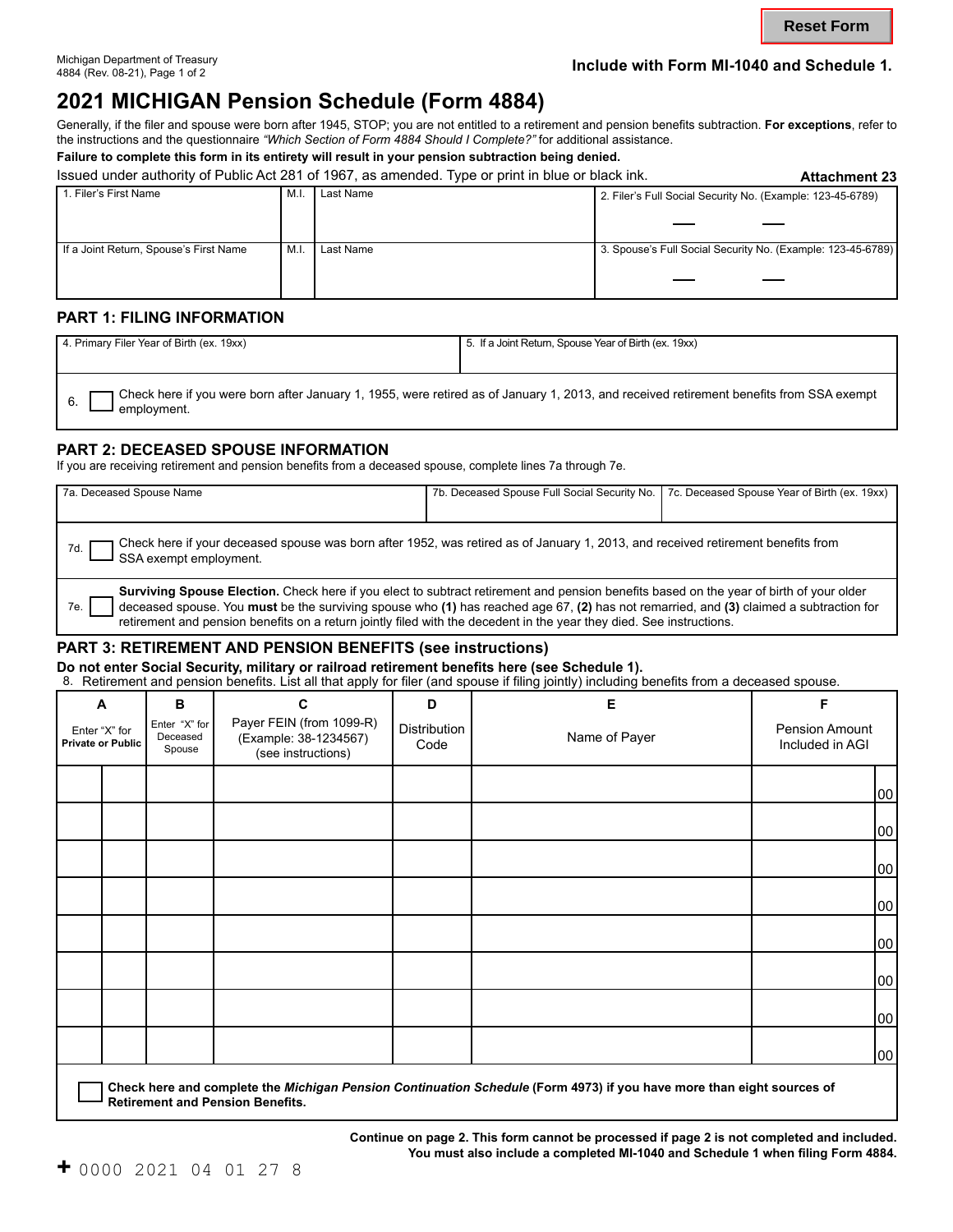Reset Form

Michigan Department of Treasury
4884 (Rev. 08-21), Page 1 of 2

**Include with Form MI-1040 and Schedule 1.**

# 2021 MICHIGAN Pension Schedule (Form 4884)

Generally, if the filer and spouse were born after 1945, STOP; you are not entitled to a retirement and pension benefits subtraction. **For exceptions**, refer to the instructions and the questionnaire *"Which Section of Form 4884 Should I Complete?"* for additional assistance.

**Failure to complete this form in its entirety will result in your pension subtraction being denied.**

Issued under authority of Public Act 281 of 1967, as amended. Type or print in blue or black ink. **Attachment 23**

| 1. Filer's First Name | M.I. | Last Name | 2. Filer's Full Social Security No. (Example: 123-45-6789) |
|---|---|---|---|
| | | | |
| If a Joint Return, Spouse's First Name | M.I. | Last Name | 3. Spouse's Full Social Security No. (Example: 123-45-6789) |
| | | | |

## PART 1: FILING INFORMATION

| 4. Primary Filer Year of Birth (ex. 19xx) | 5. If a Joint Return, Spouse Year of Birth (ex. 19xx) |
|---|---|
| | |

6. ☐ Check here if you were born after January 1, 1955, were retired as of January 1, 2013, and received retirement benefits from SSA exempt employment.

## PART 2: DECEASED SPOUSE INFORMATION

If you are receiving retirement and pension benefits from a deceased spouse, complete lines 7a through 7e.

| 7a. Deceased Spouse Name | 7b. Deceased Spouse Full Social Security No. | 7c. Deceased Spouse Year of Birth (ex. 19xx) |
|---|---|---|
| | | |

7d. ☐ Check here if your deceased spouse was born after 1952, was retired as of January 1, 2013, and received retirement benefits from SSA exempt employment.

7e. ☐ **Surviving Spouse Election.** Check here if you elect to subtract retirement and pension benefits based on the year of birth of your older deceased spouse. You **must** be the surviving spouse who **(1)** has reached age 67, **(2)** has not remarried, and **(3)** claimed a subtraction for retirement and pension benefits on a return jointly filed with the decedent in the year they died. See instructions.

## PART 3: RETIREMENT AND PENSION BENEFITS (see instructions)

**Do not enter Social Security, military or railroad retirement benefits here (see Schedule 1).**

8. Retirement and pension benefits. List all that apply for filer (and spouse if filing jointly) including benefits from a deceased spouse.

| A Enter "X" for Private or Public | | B Enter "X" for Deceased Spouse | C Payer FEIN (from 1099-R) (Example: 38-1234567) (see instructions) | D Distribution Code | E Name of Payer | F Pension Amount Included in AGI |
|---|---|---|---|---|---|---|
| | | | | | | 00 |
| | | | | | | 00 |
| | | | | | | 00 |
| | | | | | | 00 |
| | | | | | | 00 |
| | | | | | | 00 |
| | | | | | | 00 |
| | | | | | | 00 |

☐ **Check here and complete the *Michigan Pension Continuation Schedule* (Form 4973) if you have more than eight sources of Retirement and Pension Benefits.**

**Continue on page 2. This form cannot be processed if page 2 is not completed and included.**
**You must also include a completed MI-1040 and Schedule 1 when filing Form 4884.**

+ 0000 2021 04 01 27 8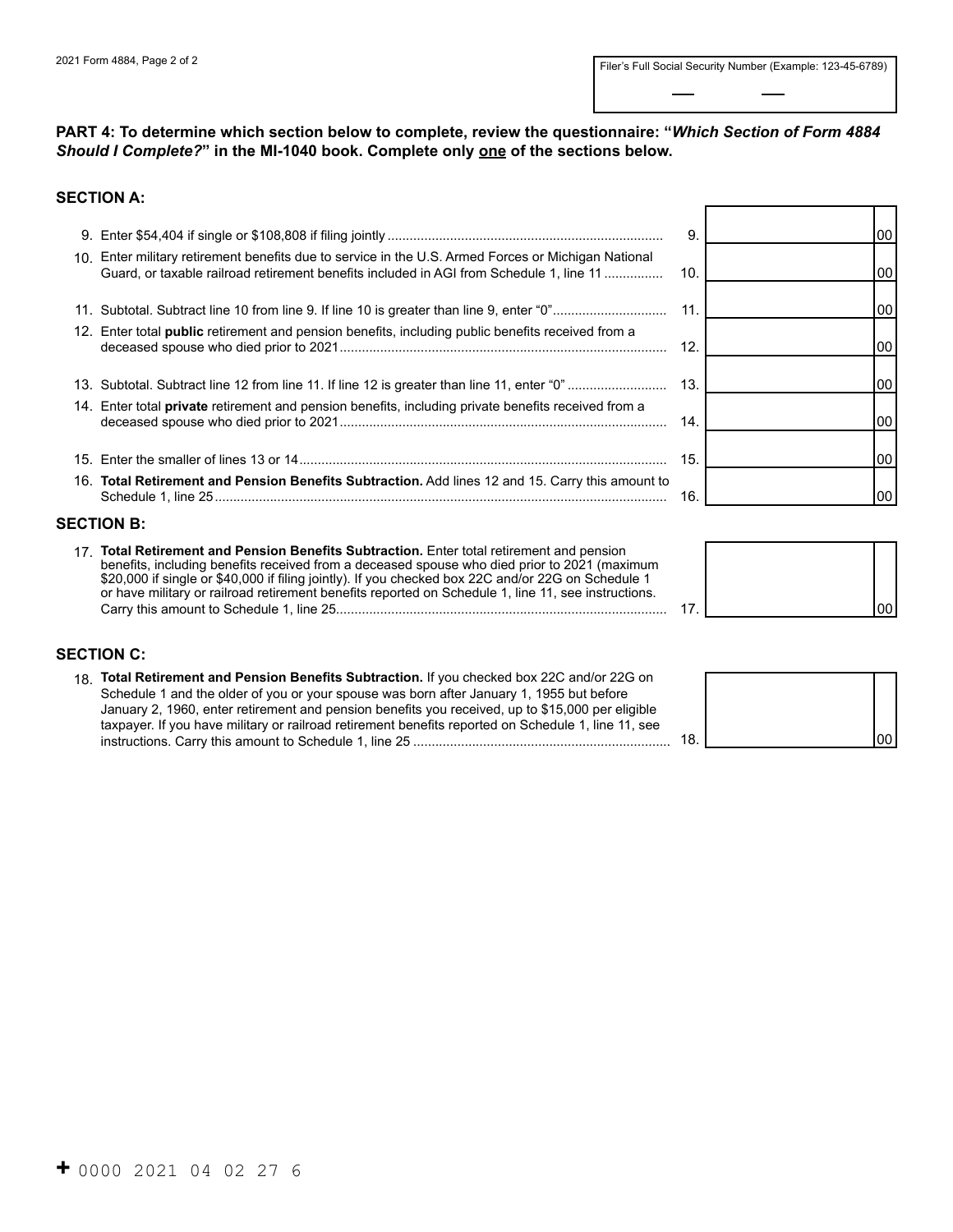Filer's Full Social Security Number (Example: 123-45-6789)

**PART 4: To determine which section below to complete, review the questionnaire: "*Which Section of Form 4884 Should I Complete?*" in the MI-1040 book. Complete only <u>one</u> of the sections below.**

### SECTION A:

| | | | |
|---|---|---|---|
| 9. | Enter $54,404 if single or $108,808 if filing jointly | 9. | 00 |
| 10. | Enter military retirement benefits due to service in the U.S. Armed Forces or Michigan National Guard, or taxable railroad retirement benefits included in AGI from Schedule 1, line 11 | 10. | 00 |
| 11. | Subtotal. Subtract line 10 from line 9. If line 10 is greater than line 9, enter "0" | 11. | 00 |
| 12. | Enter total **public** retirement and pension benefits, including public benefits received from a deceased spouse who died prior to 2021 | 12. | 00 |
| 13. | Subtotal. Subtract line 12 from line 11. If line 12 is greater than line 11, enter "0" | 13. | 00 |
| 14. | Enter total **private** retirement and pension benefits, including private benefits received from a deceased spouse who died prior to 2021 | 14. | 00 |
| 15. | Enter the smaller of lines 13 or 14 | 15. | 00 |
| 16. | **Total Retirement and Pension Benefits Subtraction.** Add lines 12 and 15. Carry this amount to Schedule 1, line 25 | 16. | 00 |

### SECTION B:

| | | | |
|---|---|---|---|
| 17. | **Total Retirement and Pension Benefits Subtraction.** Enter total retirement and pension benefits, including benefits received from a deceased spouse who died prior to 2021 (maximum $20,000 if single or $40,000 if filing jointly). If you checked box 22C and/or 22G on Schedule 1 or have military or railroad retirement benefits reported on Schedule 1, line 11, see instructions. Carry this amount to Schedule 1, line 25 | 17. | 00 |

### SECTION C:

| | | | |
|---|---|---|---|
| 18. | **Total Retirement and Pension Benefits Subtraction.** If you checked box 22C and/or 22G on Schedule 1 and the older of you or your spouse was born after January 1, 1955 but before January 2, 1960, enter retirement and pension benefits you received, up to $15,000 per eligible taxpayer. If you have military or railroad retirement benefits reported on Schedule 1, line 11, see instructions. Carry this amount to Schedule 1, line 25 | 18. | 00 |

+ 0000 2021 04 02 27 6